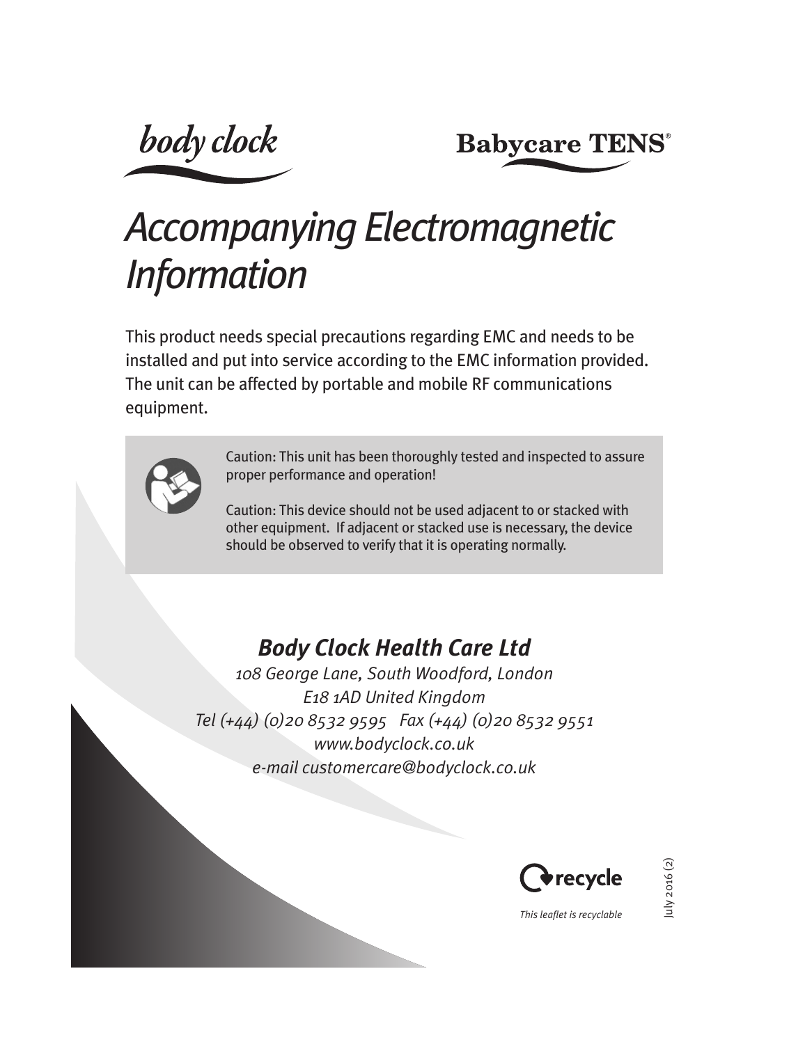body clock

Babycare TENS®

# Accompanying Electromagnetic Information

This product needs special precautions regarding EMC and needs to be installed and put into service according to the EMC information provided. The unit can be affected by portable and mobile RF communications equipment.

Caution: This unit has been thoroughly tested and inspected to assure proper performance and operation!

Caution: This device should not be used adjacent to or stacked with other equipment. If adjacent or stacked use is necessary, the device should be observed to verify that it is operating normally.

## *Body Clock Health Care Ltd*

*108 George Lane, South Woodford, London*
*E18 1AD United Kingdom*
*Tel (+44) (0)20 8532 9595 Fax (+44) (0)20 8532 9551*
*www.bodyclock.co.uk*
*e-mail customercare@bodyclock.co.uk*

recycle

*This leaflet is recyclable*

July 2016 (2)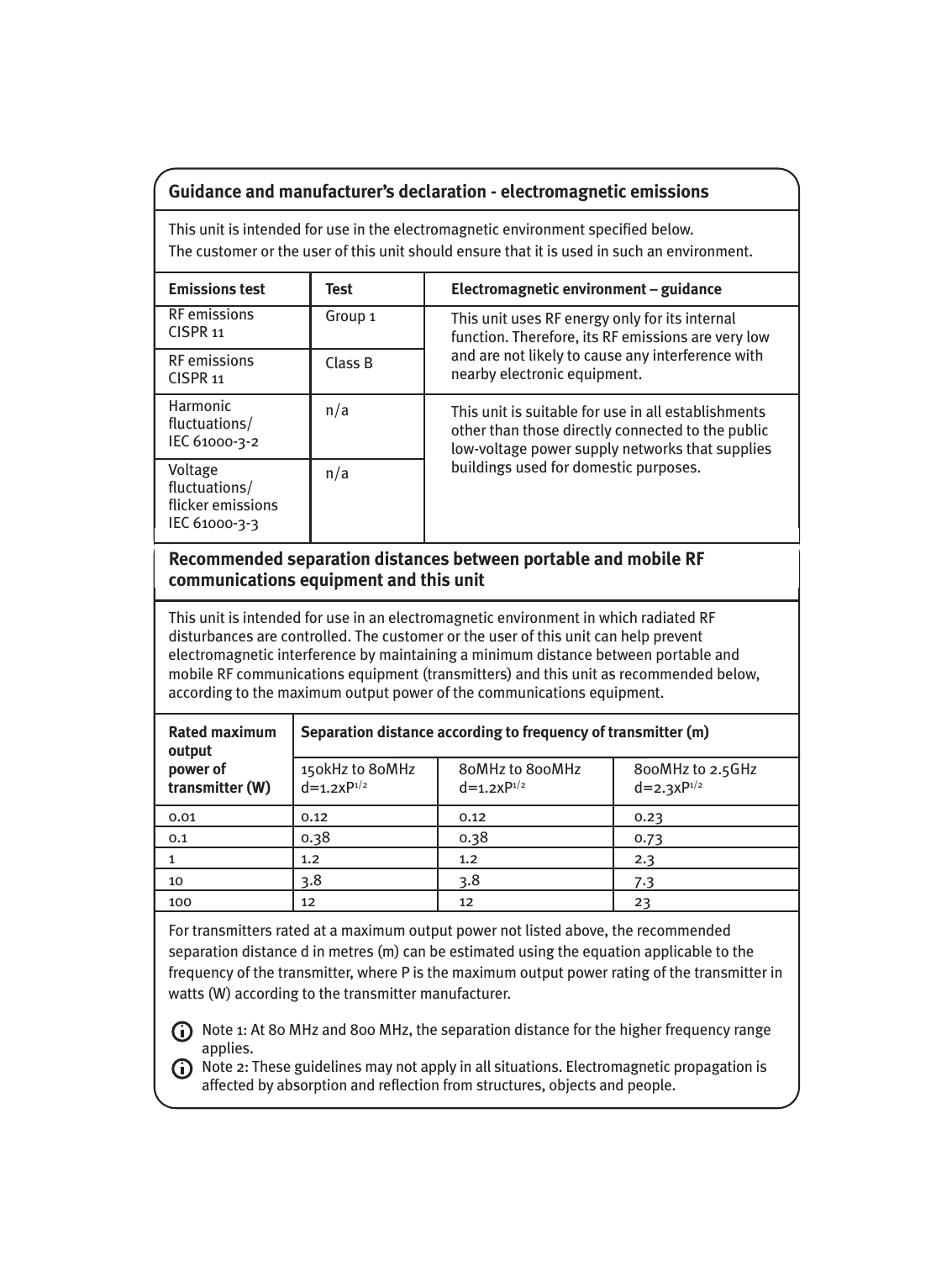## Guidance and manufacturer's declaration - electromagnetic emissions

This unit is intended for use in the electromagnetic environment specified below.
The customer or the user of this unit should ensure that it is used in such an environment.

| Emissions test | Test | Electromagnetic environment – guidance |
|---|---|---|
| RF emissions CISPR 11 | Group 1 | This unit uses RF energy only for its internal function. Therefore, its RF emissions are very low and are not likely to cause any interference with nearby electronic equipment. |
| RF emissions CISPR 11 | Class B | |
| Harmonic fluctuations/ IEC 61000-3-2 | n/a | This unit is suitable for use in all establishments other than those directly connected to the public low-voltage power supply networks that supplies buildings used for domestic purposes. |
| Voltage fluctuations/ flicker emissions IEC 61000-3-3 | n/a | |

## Recommended separation distances between portable and mobile RF communications equipment and this unit

This unit is intended for use in an electromagnetic environment in which radiated RF disturbances are controlled. The customer or the user of this unit can help prevent electromagnetic interference by maintaining a minimum distance between portable and mobile RF communications equipment (transmitters) and this unit as recommended below, according to the maximum output power of the communications equipment.

| Rated maximum output power of transmitter (W) | Separation distance according to frequency of transmitter (m) | | |
|---|---|---|---|
| | 150kHz to 80MHz $d=1.2xP^{1/2}$ | 80MHz to 800MHz $d=1.2xP^{1/2}$ | 800MHz to 2.5GHz $d=2.3xP^{1/2}$ |
| 0.01 | 0.12 | 0.12 | 0.23 |
| 0.1 | 0.38 | 0.38 | 0.73 |
| 1 | 1.2 | 1.2 | 2.3 |
| 10 | 3.8 | 3.8 | 7.3 |
| 100 | 12 | 12 | 23 |

For transmitters rated at a maximum output power not listed above, the recommended separation distance d in metres (m) can be estimated using the equation applicable to the frequency of the transmitter, where P is the maximum output power rating of the transmitter in watts (W) according to the transmitter manufacturer.

Note 1: At 80 MHz and 800 MHz, the separation distance for the higher frequency range applies.

Note 2: These guidelines may not apply in all situations. Electromagnetic propagation is affected by absorption and reflection from structures, objects and people.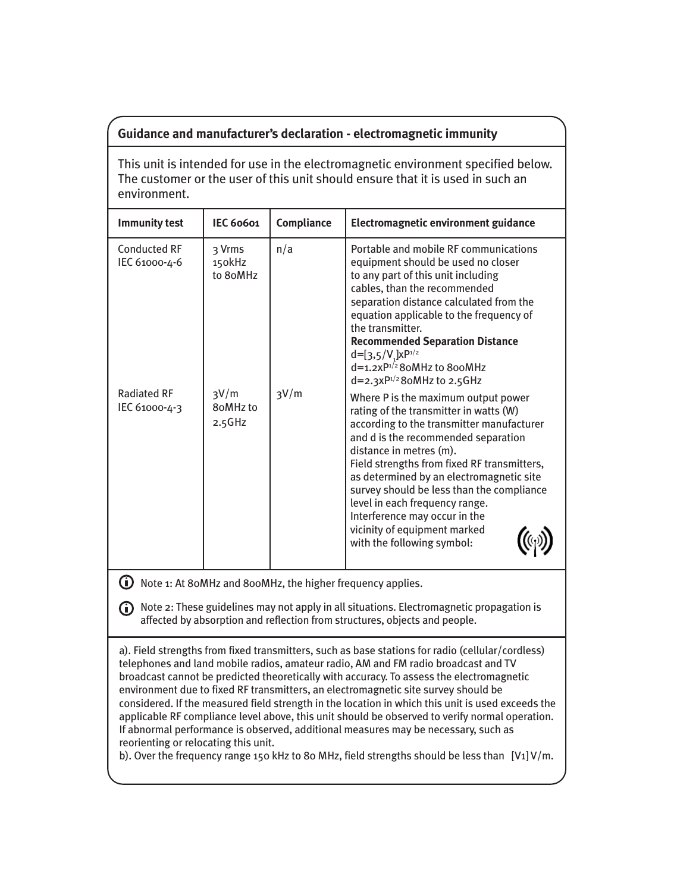## Guidance and manufacturer's declaration - electromagnetic immunity

This unit is intended for use in the electromagnetic environment specified below. The customer or the user of this unit should ensure that it is used in such an environment.

| Immunity test | IEC 60601 | Compliance | Electromagnetic environment guidance |
|---|---|---|---|
| Conducted RF IEC 61000-4-6 | 3 Vrms 150kHz to 80MHz | n/a | Portable and mobile RF communications equipment should be used no closer to any part of this unit including cables, than the recommended separation distance calculated from the equation applicable to the frequency of the transmitter. **Recommended Separation Distance** $d=[3,5/V_1]xP^{1/2}$ $d=1.2xP^{1/2}$ 80MHz to 800MHz $d=2.3xP^{1/2}$ 80MHz to 2.5GHz |
| Radiated RF IEC 61000-4-3 | 3V/m 80MHz to 2.5GHz | 3V/m | Where P is the maximum output power rating of the transmitter in watts (W) according to the transmitter manufacturer and d is the recommended separation distance in metres (m). Field strengths from fixed RF transmitters, as determined by an electromagnetic site survey should be less than the compliance level in each frequency range. Interference may occur in the vicinity of equipment marked with the following symbol: |

Note 1: At 80MHz and 800MHz, the higher frequency applies.

Note 2: These guidelines may not apply in all situations. Electromagnetic propagation is affected by absorption and reflection from structures, objects and people.

a). Field strengths from fixed transmitters, such as base stations for radio (cellular/cordless) telephones and land mobile radios, amateur radio, AM and FM radio broadcast and TV broadcast cannot be predicted theoretically with accuracy. To assess the electromagnetic environment due to fixed RF transmitters, an electromagnetic site survey should be considered. If the measured field strength in the location in which this unit is used exceeds the applicable RF compliance level above, this unit should be observed to verify normal operation. If abnormal performance is observed, additional measures may be necessary, such as reorienting or relocating this unit.

b). Over the frequency range 150 kHz to 80 MHz, field strengths should be less than [V1] V/m.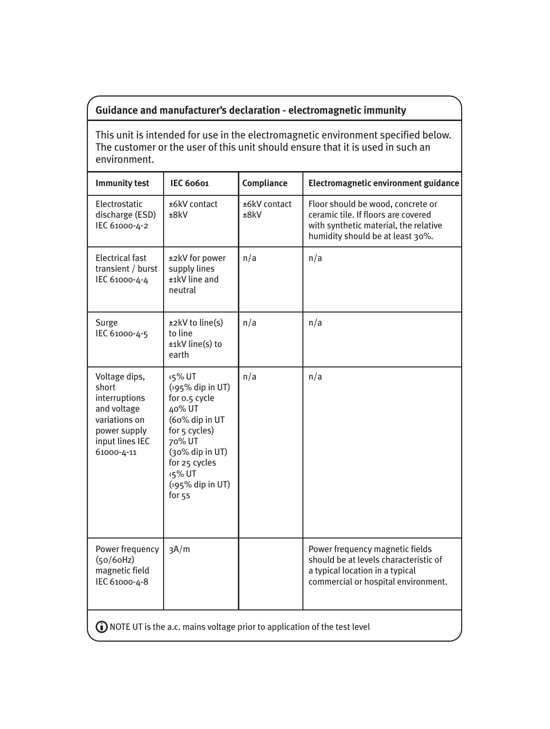## Guidance and manufacturer's declaration - electromagnetic immunity

This unit is intended for use in the electromagnetic environment specified below. The customer or the user of this unit should ensure that it is used in such an environment.

| Immunity test | IEC 60601 | Compliance | Electromagnetic environment guidance |
|---|---|---|---|
| Electrostatic discharge (ESD) IEC 61000-4-2 | ±6kV contact ±8kV | ±6kV contact ±8kV | Floor should be wood, concrete or ceramic tile. If floors are covered with synthetic material, the relative humidity should be at least 30%. |
| Electrical fast transient / burst IEC 61000-4-4 | ±2kV for power supply lines ±1kV line and neutral | n/a | n/a |
| Surge IEC 61000-4-5 | ±2kV to line(s) to line ±1kV line(s) to earth | n/a | n/a |
| Voltage dips, short interruptions and voltage variations on power supply input lines IEC 61000-4-11 | ‹5% UT (›95% dip in UT) for 0.5 cycle 40% UT (60% dip in UT for 5 cycles) 70% UT (30% dip in UT) for 25 cycles ‹5% UT (›95% dip in UT) for 5s | n/a | n/a |
| Power frequency (50/60Hz) magnetic field IEC 61000-4-8 | 3A/m | | Power frequency magnetic fields should be at levels characteristic of a typical location in a typical commercial or hospital environment. |

NOTE UT is the a.c. mains voltage prior to application of the test level